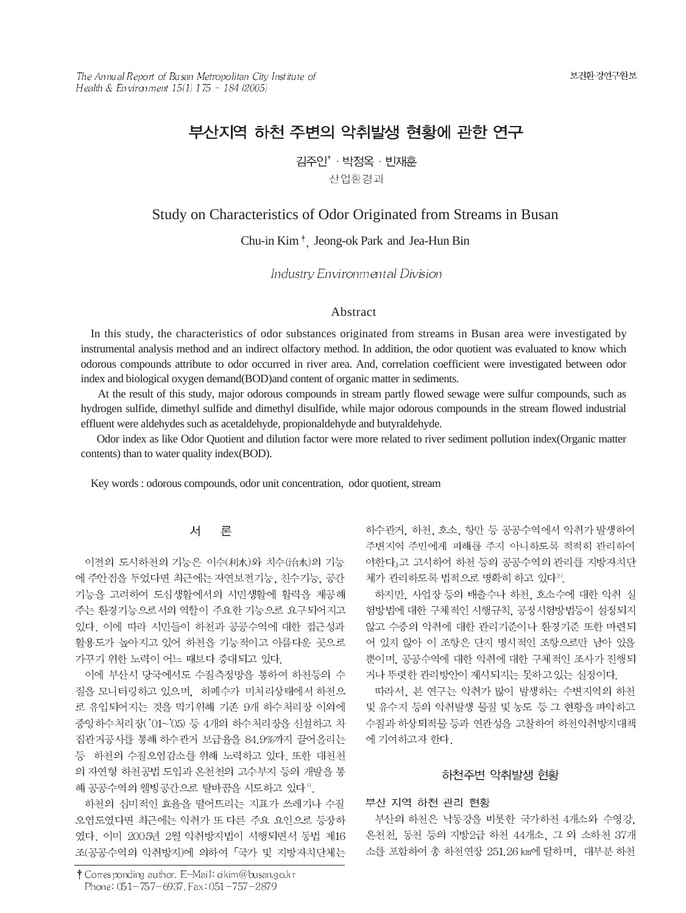# 부산지역 하천 주변의 악취발생 현황에 관한 연구

김주인† · 박정옥 · 빈재훈

산업환경과

# Study on Characteristics of Odor Originated from Streams in Busan

Chu-in Kim †, Jeong-ok Park and Jea-Hun Bin

*Industry Environmental Division*

## Abstract

In this study, the characteristics of odor substances originated from streams in Busan area were investigated by instrumental analysis method and an indirect olfactory method. In addition, the odor quotient was evaluated to know which odorous compounds attribute to odor occurred in river area. And, correlation coefficient were investigated between odor index and biological oxygen demand(BOD)and content of organic matter in sediments.

At the result of this study, major odorous compounds in stream partly flowed sewage were sulfur compounds, such as hydrogen sulfide, dimethyl sulfide and dimethyl disulfide, while major odorous compounds in the stream flowed industrial effluent were aldehydes such as acetaldehyde, propionaldehyde and butyraldehyde.

Odor index as like Odor Quotient and dilution factor were more related to river sediment pollution index(Organic matter contents) than to water quality index(BOD).

Key words : odorous compounds, odor unit concentration, odor quotient, stream

## 서 론

이전의 도시하천의 기능은 이수(利水)와 치수(治水)의 기능에 주안점을 두었다면 최근에는 자연보전기능, 친수기능, 공간기능을 고려하여 도심생활에서의 시민생활에 활력을 제공해 주는 환경기능으로서의 역할이 주요한 기능으로 요구되어지고 있다. 이에 따라 시민들이 하천과 공공수역에 대한 접근성과 활용도가 높아지고 있어 하천을 기능적이고 아름다운 곳으로 가꾸기 위한 노력이 어느 때보다 증대되고 있다.

이에 부산시 당국에서도 수질측정망을 통하여 하천등의 수질을 모니터링하고 있으며, 하폐수가 미처리상태에서 하천으로 유입되어지는 것을 막기위해 기존 9개 하수처리장 이외에 중앙하수처리장('01~'05) 등 4개의 하수처리장을 신설하고 차집관거공사를 통해 하수관거 보급율을 84.9%까지 끌어올리는 등 하천의 수질오염감소를 위해 노력하고 있다. 또한 대천천의 자연형 하천공법 도입과 온천천의 고수부지 등의 개발을 통해 공공수역의 웰빙공간으로 탈바꿈을 시도하고 있다[1].

하천의 심미적인 효용을 떨어뜨리는 지표가 쓰레기나 수질오염도였다면 최근에는 악취가 또 다른 주요 요인으로 등장하였다. 이미 2005년 2월 악취방지법이 시행되면서 동법 제16조(공공수역의 악취방지)에 의하여 「국가 및 지방자치단체는 하수관거, 하천, 호소, 항만 등 공공수역에서 악취가 발생하여 주변지역 주민에게 피해를 주지 아니하도록 적적히 관리하여야한다」고 고시하여 하천 등의 공공수역의 관리를 지방자치단체가 관리하도록 법적으로 명확히 하고 있다[2].

하지만, 사업장 등의 배출수나 하천, 호소수에 대한 악취 실험방법에 대한 구체적인 시행규칙, 공정시험방법등이 설정되지 않고 수중의 악취에 대한 관리기준이나 환경기준 또한 마련되어 있지 않아 이 조항은 단지 명시적인 조항으로만 남아 있을 뿐이며, 공공수역에 대한 악취에 대한 구체적인 조사가 진행되거나 뚜렷한 관리방안이 제시되지는 못하고있는 실정이다.

따라서, 본 연구는 악취가 많이 발생하는 수변지역의 하천 및 유수지 등의 악취발생 물질 및 농도 등 그 현황을 파악하고 수질과 하상퇴적물 등과 연관성을 고찰하여 하천악취방지대책에 기여하고자 한다.

## 하천주변 악취발생 현황

### 부산 지역 하천 관리 현황

부산의 하천은 낙동강을 비롯한 국가하천 4개소와 수영강, 온천천, 동천 등의 지방2급 하천 44개소, 그 외 소하천 37개소를 포함하여 총 하천연장 251.26 ㎞에 달하며, 대부분 하천

---

† Corresponding author. E-Mail: cikim@busan.go.kr
Phone: 051-757-6937, Fax: 051-757-2879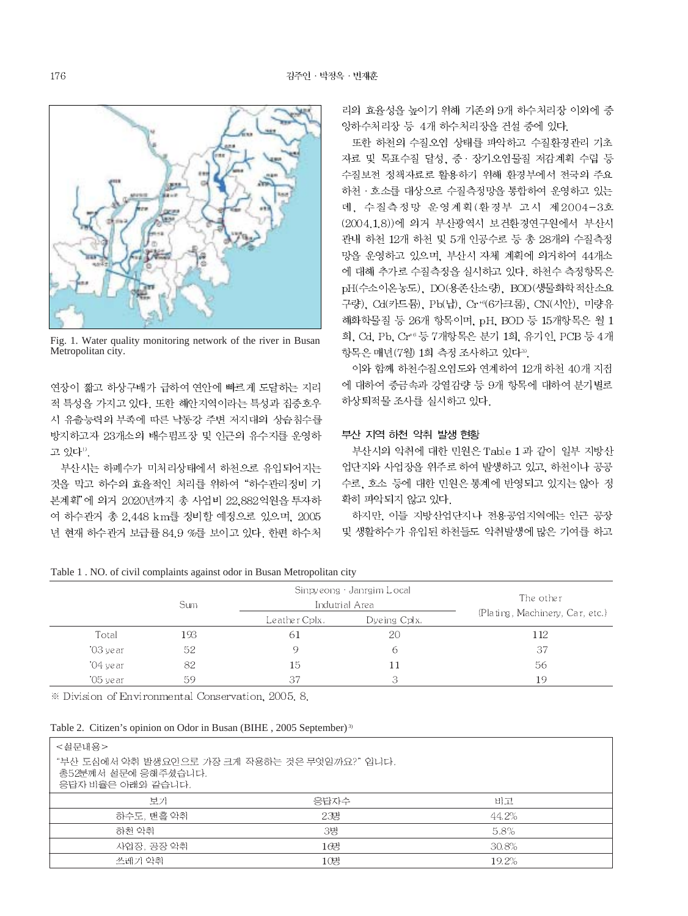Fig. 1. Water quality monitoring network of the river in Busan Metropolitan city.

연장이 짧고 하상구배가 급하여 연안에 빠르게 도달하는 지리적 특성을 가지고 있다. 또한 해안지역이라는 특성과 집중호우시 유출능력의 부족에 따른 낙동강 주변 저지대의 상습침수를 방지하고자 23개소의 배수펌프장 및 인근의 유수지를 운영하고 있다[1].

부산시는 하폐수가 미처리상태에서 하천으로 유입되어지는 것을 막고 하수의 효율적인 처리를 위하여 "하수관리정비 기본계획"에 의거 2020년까지 총 사업비 22,882억원을 투자하여 하수관거 총 2,448 km를 정비할 예정으로 있으며, 2005년 현재 하수관거 보급률 84.9 %를 보이고 있다. 한편 하수처리의 효율성을 높이기 위해 기존의 9개 하수처리장 이외에 중앙하수처리장 등 4개 하수처리장을 건설 중에 있다.

또한 하천의 수질오염 상태를 파악하고 수질환경관리 기초자료 및 목표수질 달성, 중 · 장기오염물질 저감계획 수립 등 수질보전 정책자료로 활용하기 위해 환경부에서 전국의 주요 하천 · 호소를 대상으로 수질측정망을 통합하여 운영하고 있는데, 수질측정망 운영계획(환경부 고시 제2004-3호(2004.1.8))에 의거 부산광역시 보건환경연구원에서 부산시 관내 하천 12개 하천 및 5개 인공수로 등 총 28개의 수질측정망을 운영하고 있으며, 부산시 자체 계획에 의거하여 44개소에 대해 추가로 수질측정을 실시하고 있다. 하천수 측정항목은 pH(수소이온농도), DO(용존산소량), BOD(생물화학적산소요구량), Cd(카드뮴), Pb(납), $Cr^{+6}$(6가크롬), CN(시안), 미량유해화학물질 등 26개 항목이며, pH, BOD 등 15개항목은 월 1회, Cd, Pb, $Cr^{+6}$ 등 7개항목은 분기 1회, 유기인, PCB 등 4개항목은 매년(7월) 1회 측정 조사하고 있다[2].

이와 함께 하천수질오염도와 연계하여 12개 하천 40개 지점에 대하여 중금속과 강열감량 등 9개 항목에 대하여 분기별로 하상퇴적물 조사를 실시하고 있다.

### 부산 지역 하천 악취 발생 현황

부산시의 악취에 대한 민원은 Table 1과 같이 일부 지방산업단지와 사업장을 위주로 하여 발생하고 있고, 하천이나 공공수로, 호소 등에 대한 민원은 통계에 반영되고 있지는 않아 정확히 파악되지 않고 있다.

하지만, 이들 지방산업단지나 전용공업지역에는 인근 공장 및 생활하수가 유입된 하천들도 악취발생에 많은 기여를 하고

Table 1 . NO. of civil complaints against odor in Busan Metropolitan city

| | Sum | Sinpyeong · Janrgim Local Indutrial Area | | The other (Plating, Machinery, Car, etc.) |
|---|---|---|---|---|
| | | Leather Cplx. | Dyeing Cplx. | |
| Total | 193 | 61 | 20 | 112 |
| '03 year | 52 | 9 | 6 | 37 |
| '04 year | 82 | 15 | 11 | 56 |
| '05 year | 59 | 37 | 3 | 19 |

※ Division of Environmental Conservation, 2005. 8.

Table 2. Citizen's opinion on Odor in Busan (BIHE , 2005 September)[3]

<설문내용>
"부산 도심에서 악취 발생요인으로 가장 크게 작용하는 것은 무엇일까요?" 입니다.
총52분께서 설문에 응해주셨습니다.
응답자 비율은 아래와 같습니다.

| 보기 | 응답자수 | 비고 |
|---|---|---|
| 하수도, 맨홀 악취 | 23명 | 44.2% |
| 하천 악취 | 3명 | 5.8% |
| 사업장, 공장 악취 | 16명 | 30.8% |
| 쓰레기 악취 | 10명 | 19.2% |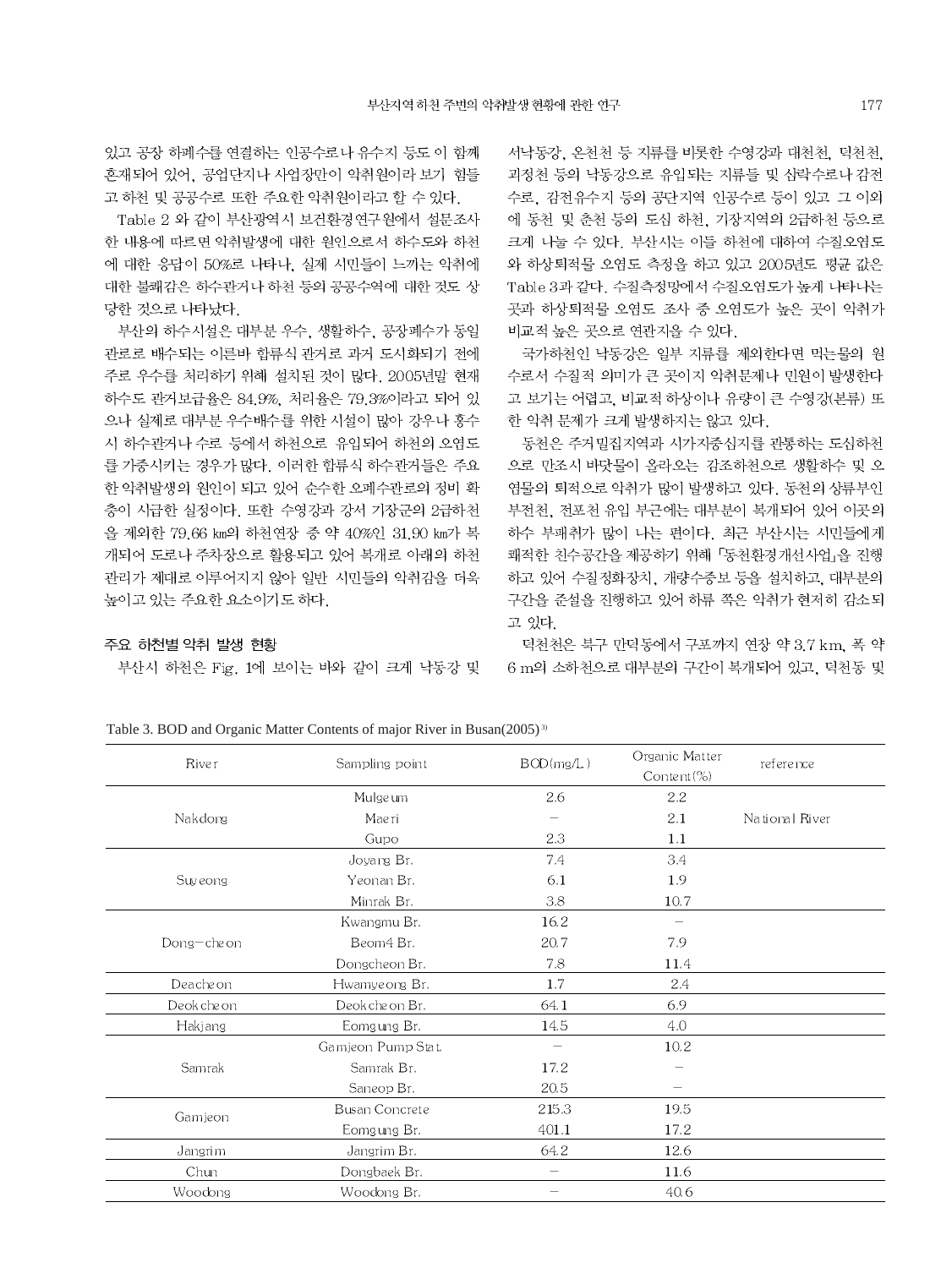있고 공장 하폐수를 연결하는 인공수로나 유수지 등도 이 함께 혼재되어 있어, 공업단지나 사업장만이 악취원이라 보기 힘들고 하천 및 공공수로 또한 주요한 악취원이라고 할 수 있다.

Table 2 와 같이 부산광역시 보건환경연구원에서 설문조사한 내용에 따르면 악취발생에 대한 원인으로서 하수도와 하천에 대한 응답이 50%로 나타나, 실제 시민들이 느끼는 악취에 대한 불쾌감은 하수관거나 하천 등의 공공수역에 대한 것도 상당한 것으로 나타났다.

부산의 하수시설은 대부분 우수, 생활하수, 공장폐수가 동일관로로 배수되는 이른바 합류식 관거로 과거 도시화되기 전에 주로 우수를 처리하기 위해 설치된 것이 많다. 2005년말 현재 하수도 관거보급율은 84.9%, 처리율은 79.3%이라고 되어 있으나 실제로 대부분 우수배수를 위한 시설이 많아 강우나 홍수시 하수관거나 수로 등에서 하천으로 유입되어 하천의 오염도를 가중시키는 경우가 많다. 이러한 합류식 하수관거들은 주요한 악취발생의 원인이 되고 있어 순수한 오폐수관로의 정비 확충이 시급한 실정이다. 또한 수영강과 강서 기장군의 2급하천을 제외한 79.66 ㎞의 하천연장 중 약 40%인 31.90 ㎞가 복개되어 도로나 주차장으로 활용되고 있어 복개로 아래의 하천관리가 제대로 이루어지지 않아 일반 시민들의 악취감을 더욱 높이고 있는 주요한 요소이기도 하다.

### 주요 하천별 악취 발생 현황

부산시 하천은 Fig. 1에 보이는 바와 같이 크게 낙동강 및 서낙동강, 온천천 등 지류를 비롯한 수영강과 대천천, 덕천천, 괴정천 등의 낙동강으로 유입되는 지류들 및 삼락수로나 감전수로, 감전유수지 등의 공단지역 인공수로 등이 있고 그 이외에 동천 및 춘천 등의 도심 하천, 기장지역의 2급하천 등으로 크게 나눌 수 있다. 부산시는 이들 하천에 대하여 수질오염도와 하상퇴적물 오염도 측정을 하고 있고 2005년도 평균 값은 Table 3과 같다. 수질측정망에서 수질오염도가 높게 나타나는 곳과 하상퇴적물 오염도 조사 중 오염도가 높은 곳이 악취가 비교적 높은 곳으로 연관지을 수 있다.

국가하천인 낙동강은 일부 지류를 제외한다면 먹는물의 원수로서 수질적 의미가 큰 곳이지 악취문제나 민원이 발생한다고 보기는 어렵고, 비교적 하상이나 유량이 큰 수영강(본류) 또한 악취 문제가 크게 발생하지는 않고 있다.

동천은 주거밀집지역과 시가지중심지를 관통하는 도심하천으로 만조시 바닷물이 올라오는 감조하천으로 생활하수 및 오염물의 퇴적으로 악취가 많이 발생하고 있다. 동천의 상류부인 부전천, 전포천 유입 부근에는 대부분이 복개되어 있어 이곳의 하수 부패취가 많이 나는 편이다. 최근 부산시는 시민들에게 쾌적한 친수공간을 제공하기 위해 「동천환경개선사업」을 진행하고 있어 수질정화장치, 개량수중보 등을 설치하고, 대부분의 구간을 준설을 진행하고 있어 하류 쪽은 악취가 현저히 감소되고 있다.

덕천천은 북구 만덕동에서 구포까지 연장 약 3.7 km, 폭 약 6 m의 소하천으로 대부분의 구간이 복개되어 있고, 덕천동 및

Table 3. BOD and Organic Matter Contents of major River in Busan(2005) [3]

| River | Sampling point | BOD(mg/L) | Organic Matter Content(%) | reference |
|---|---|---|---|---|
| Nakdong | Mulgeum | 2.6 | 2.2 | National River |
| | Maeri | – | 2.1 | |
| | Gupo | 2.3 | 1.1 | |
| Suyeong | Joyang Br. | 7.4 | 3.4 | |
| | Yeonan Br. | 6.1 | 1.9 | |
| | Minrak Br. | 3.8 | 10.7 | |
| Dong-cheon | Kwangmu Br. | 16.2 | – | |
| | Beom4 Br. | 20.7 | 7.9 | |
| | Dongcheon Br. | 7.8 | 11.4 | |
| Deacheon | Hwamyeong Br. | 1.7 | 2.4 | |
| Deokcheon | Deokcheon Br. | 64.1 | 6.9 | |
| Hakjang | Eomgung Br. | 14.5 | 4.0 | |
| Samrak | Gamjeon Pump Stat. | – | 10.2 | |
| | Samrak Br. | 17.2 | – | |
| | Saneop Br. | 20.5 | – | |
| Gamjeon | Busan Concrete | 215.3 | 19.5 | |
| | Eomgung Br. | 401.1 | 17.2 | |
| Jangrim | Jangrim Br. | 64.2 | 12.6 | |
| Chun | Dongbaek Br. | – | 11.6 | |
| Woodong | Woodong Br. | – | 40.6 | |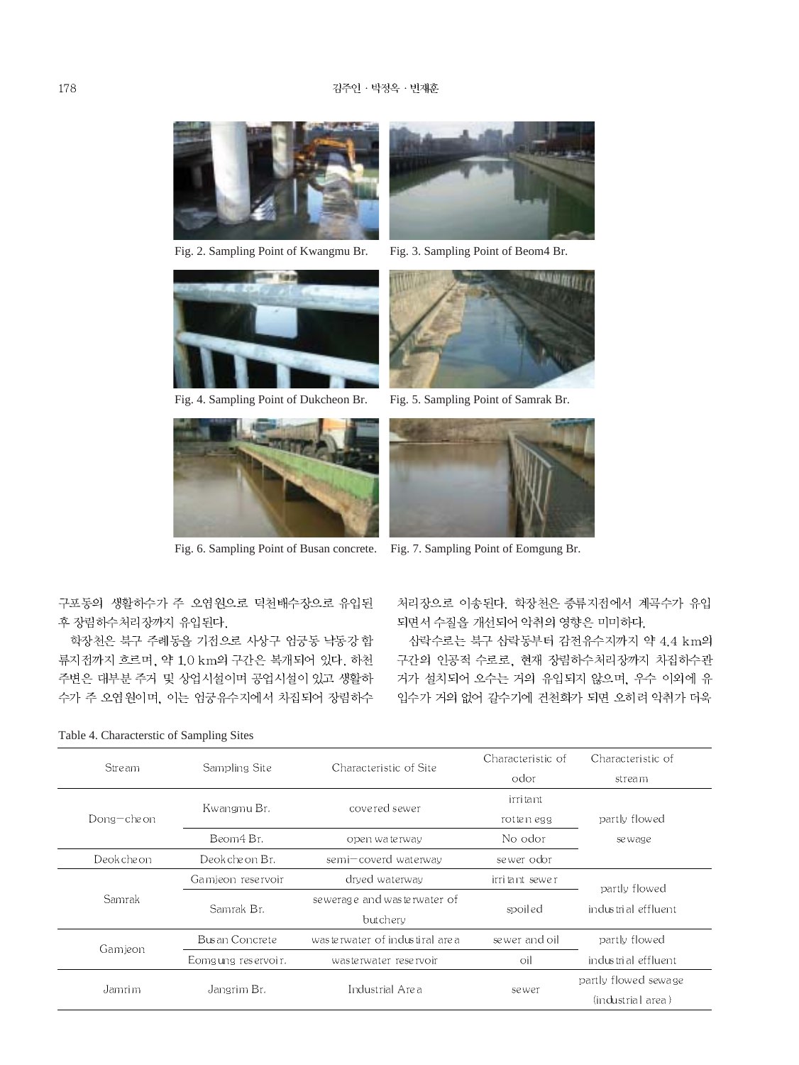Fig. 2. Sampling Point of Kwangmu Br.

Fig. 3. Sampling Point of Beom4 Br.

Fig. 4. Sampling Point of Dukcheon Br.

Fig. 5. Sampling Point of Samrak Br.

Fig. 6. Sampling Point of Busan concrete.

Fig. 7. Sampling Point of Eomgung Br.

구포동의 생활하수가 주 오염원으로 덕천배수장으로 유입된 후 장림하수처리장까지 유입된다.

학장천은 북구 주례동을 기점으로 사상구 엄궁동 낙동강 합류지점까지 흐르며, 약 1.0 km의 구간은 복개되어 있다. 하천 주변은 대부분 주거 및 상업시설이며 공업시설이 있고 생활하수가 주 오염원이며, 이는 엄궁유수지에서 차집되어 장림하수처리장으로 이송된다. 학장천은 중류지점에서 계곡수가 유입되면서 수질을 개선되어 악취의 영향은 미미하다.

삼락수로는 북구 삼락동부터 감전유수지까지 약 4.4 km의 구간의 인공적 수로로, 현재 장림하수처리장까지 차집하수관거가 설치되어 오수는 거의 유입되지 않으며, 우수 이외에 유입수가 거의 없어 갈수기에 건천화가 되면 오히려 악취가 더욱

Table 4. Characterstic of Sampling Sites

| Stream | Sampling Site | Characteristic of Site | Characteristic of odor | Characteristic of stream |
|---|---|---|---|---|
| Dong-cheon | Kwangmu Br. | covered sewer | irritant rotten egg | partly flowed sewage |
| | Beom4 Br. | open waterway | No odor | |
| Deokcheon | Deokcheon Br. | semi-coverd waterway | sewer odor | |
| Samrak | Gamjeon reservoir | dryed waterway | irritant sewer | partly flowed industrial effluent |
| | Samrak Br. | sewerage and wasterwater of butchery | spoiled | |
| Gamjeon | Busan Concrete | wasterwater of industiral area | sewer and oil | partly flowed industrial effluent |
| | Eomgung reservoir. | wasterwater reservoir | oil | |
| Jamrim | Jangrim Br. | Industrial Area | sewer | partly flowed sewage (industrial area) |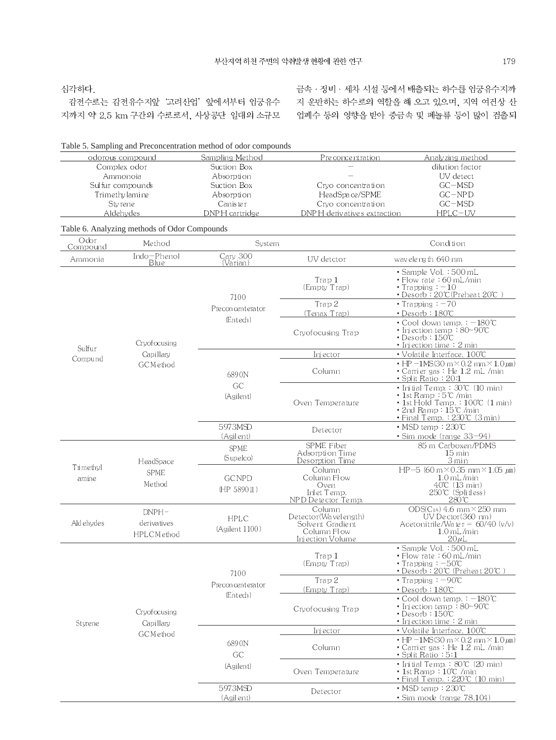심각하다.

감전수로는 감전유수지앞 '고려산업' 앞에서부터 엄궁유수지까지 약 2.5 km 구간의 수로로서, 사상공단 일대의 소규모 금속 · 정비 · 세차 시설 등에서 배출되는 하수를 엄궁유수지까지 운반하는 하수로의 역할을 해 오고 있으며, 지역 여건상 산업폐수 등의 영향을 받아 중금속 및 페놀류 등이 많이 검출되

Table 5. Sampling and Preconcentration method of odor compounds

| odorous compound | Sampling Method | Preconcentration | Analyzing method |
|---|---|---|---|
| Complex odor | Suction Box | – | dilution factor |
| Ammonoia | Absorption | – | UV detect |
| Sulfur compounds | Suction Box | Cryo concentration | GC–MSD |
| Trimethylamine | Absorption | HeadSpace/SPME | GC–NPD |
| Styrene | Canister | Cryo concentration | GC–MSD |
| Aldehydes | DNPH cartridge | DNPH derivatives extraction | HPLC–UV |

Table 6. Analyzing methods of Odor Compounds

| Odor Compound | Method | System | | Condition |
|---|---|---|---|---|
| Ammonia | Indo–Phenol Blue | Cary 300 (Varian) | UV detctor | wavelength 640 nm |
| Sulfur Compund | Cryofocusing Capillary GC Method | 7100 Preconcenterator (Entech) | Trap 1 (Empty Trap) | • Sample Vol. : 500 mL<br>• Flow rate : 60 mL/min<br>• Trapping : –10<br>• Desorb : 20℃ (Preheat 20℃) |
| | | | Trap 2 (Tenax Trap) | • Trapping : –70<br>• Desorb : 180℃ |
| | | | Cryofocusing Trap | • Cool down temp. : –180℃<br>• Injection temp : 80~90℃<br>• Desorb : 150℃<br>• Injection time : 2 min |
| | | 6890N GC (Agilent) | Injector | • Volatile Interface, 100℃ |
| | | | Column | • HP–1MS(30 m × 0.2 mm × 1.0 μm)<br>• Carrier gas : He 1.2 mL /min<br>• Split Ratio : 20:1 |
| | | | Oven Temperature | • Initial Temp. : 30℃ (10 min)<br>• 1st Ramp : 5℃ /min<br>• 1st Hold Temp. : 100℃ (1 min)<br>• 2nd Ramp : 15℃ /min<br>• Final Temp. : 230℃ (3 min) |
| | | 5973MSD (Agilent) | Detector | • MSD temp : 230℃<br>• Sim mode (range 33–94) |
| Trimethyl amine | HeadSpace SPME Method | SPME (Supelco) | SPME Fiber<br>Adsorption Time<br>Desorption Time | 85 m Carboxen/PDMS<br>15 min<br>3 min |
| | | GCNPD (HP 5890II) | Column<br>Column Flow<br>Oven<br>Inlet Temp.<br>NPD Detector Temp. | HP–5 (60 m × 0.35 mm × 1.05 μm)<br>1.0 mL/min<br>40℃ (13 min)<br>250℃ (Splitless)<br>280℃ |
| Aldehydes | DNPH–derivatives HPLC Method | HPLC (Agilent 1100) | Column<br>Detector(Wavelength)<br>Solvent Gradient<br>Column Flow<br>Injection Volume | ODS($C_{18}$) 4.6 mm × 250 mm<br>UV Dector(360 nm)<br>Acetonitrile/Water = 60/40 (v/v)<br>1.0 mL/min<br>20 μL |
| Styrene | Cryofocusing Capillary GC Method | 7100 Preconcenterator (Entech) | Trap 1 (Empty Trap) | • Sample Vol. : 500 mL<br>• Flow rate : 60 mL/min<br>• Trapping : –50℃<br>• Desorb : 20℃ (Preheat 20℃) |
| | | | Trap 2 (Empty Trap) | • Trapping : –90℃<br>• Desorb : 180℃ |
| | | | Cryofocusing Trap | • Cool down temp. : –180℃<br>• Injection temp : 80~90℃<br>• Desorb : 150℃<br>• Injection time : 2 min |
| | | 6890N GC (Agilent) | Injector | • Volatile Interface, 100℃ |
| | | | Column | • HP–1MS(30 m × 0.2 mm × 1.0 μm)<br>• Carrier gas : He 1.2 mL /min<br>• Split Ratio : 5:1 |
| | | | Oven Temperature | • Initial Temp. : 80℃ (20 min)<br>• 1st Ramp : 10℃ /min<br>• Final Temp. : 220℃ (10 min) |
| | | 5973MSD (Agilent) | Detector | • MSD temp : 230℃<br>• Sim mode (range 78,104) |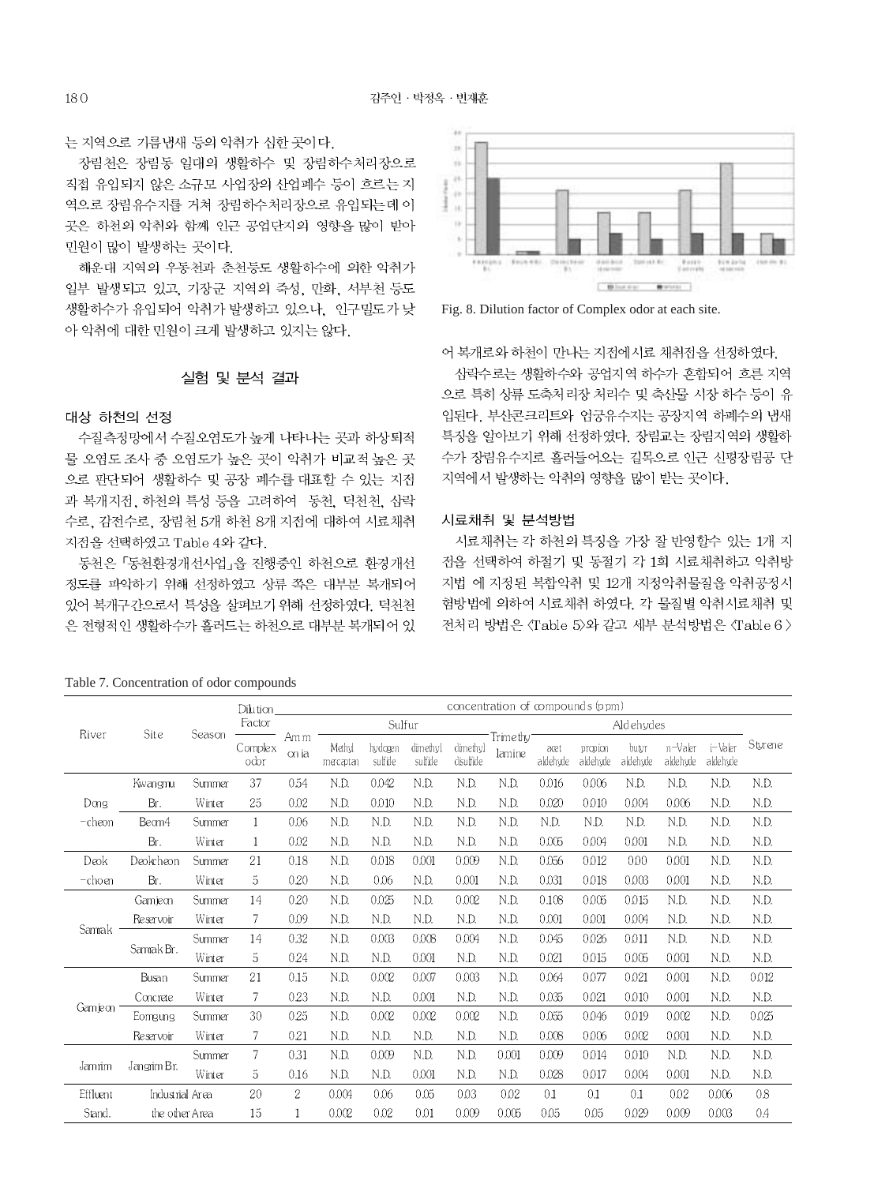는 지역으로 기름냄새 등의 악취가 심한 곳이다.

장림천은 장림동 일대의 생활하수 및 장림하수처리장으로 직접 유입되지 않은 소규모 사업장의 산업폐수 등이 흐르는 지역으로 장림유수지를 거쳐 장림하수처리장으로 유입되는데 이곳은 하천의 악취와 함께 인근 공업단지의 영향을 많이 받아 민원이 많이 발생하는 곳이다.

해운대 지역의 우동천과 춘천등도 생활하수에 의한 악취가 일부 발생되고 있고, 기장군 지역의 죽성, 만화, 서부천 등도 생활하수가 유입되어 악취가 발생하고 있으나, 인구밀도가 낮아 악취에 대한 민원이 크게 발생하고 있지는 않다.

## 실험 및 분석 결과

### 대상 하천의 선정

수질측정망에서 수질오염도가 높게 나타나는 곳과 하상퇴적물 오염도 조사 중 오염도가 높은 곳이 악취가 비교적 높은 곳으로 판단되어 생활하수 및 공장 폐수를 대표할 수 있는 지점과 복개지점, 하천의 특성 등을 고려하여 동천, 덕천천, 삼락수로, 감전수로, 장림천 5개 하천 8개 지점에 대하여 시료채취지점을 선택하였고 Table 4와 같다.

동천은 「동천환경개선사업」을 진행중인 하천으로 환경개선 정도를 파악하기 위해 선정하였고 상류 쪽은 대부분 복개되어 있어 복개구간으로서 특성을 살펴보기 위해 선정하였다. 덕천천은 전형적인 생활하수가 흘러드는 하천으로 대부분 복개되어 있어 복개로와 하천이 만나는 지점에 시료 채취점을 선정하였다.

Fig. 8. Dilution factor of Complex odor at each site.

삼락수로는 생활하수와 공업지역 하수가 혼합되어 흐른 지역으로 특히 상류 도축처리장 처리수 및 축산물 시장 하수 등이 유입된다. 부산콘크리트와 엄궁유수지는 공장지역 하폐수의 냄새 특징을 알아보기 위해 선정하였다. 장림교는 장림지역의 생활하수가 장림유수지로 흘러들어오는 길목으로 인근 신평장림공단 지역에서 발생하는 악취의 영향을 많이 받는 곳이다.

### 시료채취 및 분석방법

시료채취는 각 하천의 특징을 가장 잘 반영할수 있는 1개 지점을 선택하여 하절기 및 동절기 각 1회 시료채취하고 악취방지법 에 지정된 복합악취 및 12개 지정악취물질을 악취공정시험방법에 의하여 시료채취 하였다. 각 물질별 악취시료채취 및 전처리 방법은 〈Table 5〉와 같고 세부 분석방법은 〈Table 6〉

Table 7. Concentration of odor compounds

| River | Site | Season | Dilution Factor | concentration of compounds (ppm) | | | | | | | | | | | | |
|---|---|---|---|---|---|---|---|---|---|---|---|---|---|---|---|---|
| | | | | Ammonia | Sulfur | | | | Trimethylamine | Aldehydes | | | | | Styrene |
| | | | Complex odor | | Methyl mercaptan | hydrogen sulfide | dimethyl sulfide | dimethyl disulfide | | acetaldehyde | propionaldehyde | butyraldehyde | n-Valeraldehyde | i-Valeraldehyde | |
| Dong-cheon | Kwangmu Br. | Summer | 37 | 0.54 | N.D. | 0.042 | N.D. | N.D. | N.D. | 0.016 | 0.006 | N.D. | N.D. | N.D. | N.D. |
| | | Winter | 25 | 0.02 | N.D. | 0.010 | N.D. | N.D. | N.D. | 0.020 | 0.010 | 0.004 | 0.006 | N.D. | N.D. |
| | Beom4 Br. | Summer | 1 | 0.06 | N.D. | N.D. | N.D. | N.D. | N.D. | N.D. | N.D. | N.D. | N.D. | N.D. | N.D. |
| | | Winter | 1 | 0.02 | N.D. | N.D. | N.D. | N.D. | N.D. | 0.005 | 0.004 | 0.001 | N.D. | N.D. | N.D. |
| Deok-choen | Deokcheon Br. | Summer | 21 | 0.18 | N.D. | 0.018 | 0.001 | 0.009 | N.D. | 0.056 | 0.012 | 0.00 | 0.001 | N.D. | N.D. |
| | | Winter | 5 | 0.20 | N.D. | 0.06 | N.D. | 0.001 | N.D. | 0.031 | 0.018 | 0.003 | 0.001 | N.D. | N.D. |
| Samrak | Gamjeon Reservoir | Summer | 14 | 0.20 | N.D. | 0.025 | N.D. | 0.002 | N.D. | 0.108 | 0.005 | 0.015 | N.D. | N.D. | N.D. |
| | | Winter | 7 | 0.09 | N.D. | N.D. | N.D. | N.D. | N.D. | 0.001 | 0.001 | 0.004 | N.D. | N.D. | N.D. |
| | Samrak Br. | Summer | 14 | 0.32 | N.D. | 0.003 | 0.008 | 0.004 | N.D. | 0.045 | 0.026 | 0.011 | N.D. | N.D. | N.D. |
| | | Winter | 5 | 0.24 | N.D. | N.D. | 0.001 | N.D. | N.D. | 0.021 | 0.015 | 0.005 | 0.001 | N.D. | N.D. |
| Gamjeon | Busan Concrete | Summer | 21 | 0.15 | N.D. | 0.002 | 0.007 | 0.003 | N.D. | 0.064 | 0.077 | 0.021 | 0.001 | N.D. | 0.012 |
| | | Winter | 7 | 0.23 | N.D. | N.D. | 0.001 | N.D. | N.D. | 0.035 | 0.021 | 0.010 | 0.001 | N.D. | N.D. |
| | Eomgung Reservoir | Summer | 30 | 0.25 | N.D. | 0.002 | 0.002 | 0.002 | N.D. | 0.055 | 0.046 | 0.019 | 0.002 | N.D. | 0.025 |
| | | Winter | 7 | 0.21 | N.D. | N.D. | N.D. | N.D. | N.D. | 0.008 | 0.006 | 0.002 | 0.001 | N.D. | N.D. |
| Jamrim | Jangrim Br. | Summer | 7 | 0.31 | N.D. | 0.009 | N.D. | N.D. | 0.001 | 0.009 | 0.014 | 0.010 | N.D. | N.D. | N.D. |
| | | Winter | 5 | 0.16 | N.D. | N.D. | 0.001 | N.D. | N.D. | 0.028 | 0.017 | 0.004 | 0.001 | N.D. | N.D. |
| Effluent | Industrial Area | | 20 | 2 | 0.004 | 0.06 | 0.05 | 0.03 | 0.02 | 0.1 | 0.1 | 0.1 | 0.02 | 0.006 | 0.8 |
| Stand. | the other Area | | 15 | 1 | 0.002 | 0.02 | 0.01 | 0.009 | 0.005 | 0.05 | 0.05 | 0.029 | 0.009 | 0.003 | 0.4 |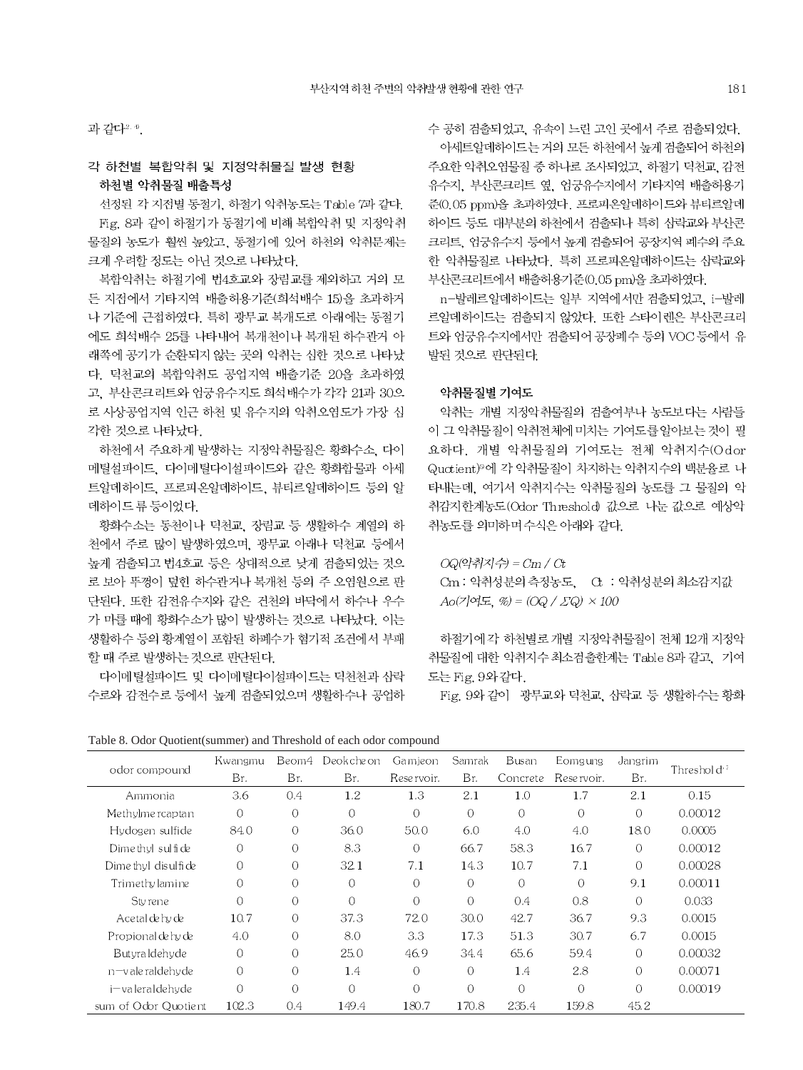과 같다[2, 4].

## 각 하천별 복합악취 및 지정악취물질 발생 현황

### 하천별 악취물질 배출특성

선정된 각 지점별 동절기, 하절기 악취농도는 Table 7과 같다. Fig. 8과 같이 하절기가 동절기에 비해 복합악취 및 지정악취물질의 농도가 훨씬 높았고, 동절기에 있어 하천의 악취문제는 크게 우려할 정도는 아닌 것으로 나타났다.

복합악취는 하절기에 범4호교와 장림교를 제외하고 거의 모든 지점에서 기타지역 배출허용기준(희석배수 15)을 초과하거나 기준에 근접하였다. 특히 광무교 복개도로 아래에는 동절기에도 희석배수 25를 나타내어 복개천이나 복개된 하수관거 아래쪽에 공기가 순환되지 않는 곳의 악취는 심한 것으로 나타났다. 덕천교의 복합악취도 공업지역 배출기준 20을 초과하였고, 부산콘크리트와 엄궁유수지도 희석배수가 각각 21과 30으로 사상공업지역 인근 하천 및 유수지의 악취오염도가 가장 심각한 것으로 나타났다.

하천에서 주요하게 발생하는 지정악취물질은 황화수소, 다이메틸설파이드, 다이메틸다이설파이드와 같은 황화합물과 아세트알데하이드, 프로피온알데하이드, 뷰티르알데하이드 등의 알데하이드류 등이었다.

황화수소는 동천이나 덕천교, 장림교 등 생활하수 계열의 하천에서 주로 많이 발생하였으며, 광무교 아래나 덕천교 등에서 높게 검출되고 범4호교 등은 상대적으로 낮게 검출되었는 것으로 보아 뚜껑이 덮힌 하수관거나 복개천 등의 주 오염원으로 판단된다. 또한 감전유수지와 같은 건천의 바닥에서 하수나 우수가 마를 때에 황화수소가 많이 발생하는 것으로 나타났다. 이는 생활하수 등의 황계열이 포함된 하폐수가 혐기적 조건에서 부패할 때 주로 발생하는 것으로 판단된다.

다이메틸설파이드 및 다이메틸다이설파이드는 덕천천과 삼락수로와 감전수로 등에서 높게 검출되었으며 생활하수나 공업하수 공히 검출되었고, 유속이 느린 고인 곳에서 주로 검출되었다.

아세트알데하이드는 거의 모든 하천에서 높게 검출되어 하천의 주요한 악취오염물질 중 하나로 조사되었고, 하절기 덕천교, 감전유수지, 부산콘크리트 옆, 엄궁유수지 등에서 기타지역 배출허용기준(0.05 ppm)을 초과하였다. 프로피온알데하이드와 뷰티르알데하이드 등도 대부분의 하천에서 검출되나 특히 삼락교와 부산콘크리트, 엄궁유수지 등에서 높게 검출되어 공장지역 폐수의 주요한 악취물질로 나타났다. 특히 프로피온알데하이드는 삼락교와 부산콘크리트에서 배출허용기준(0.05 pm)을 초과하였다.

n-발레르알데하이드는 일부 지역에서만 검출되었고, i-발레르알데하이드는 검출되지 않았다. 또한 스타이렌은 부산콘크리트와 엄궁유수지에서만 검출되어 공장폐수 등의 VOC 등에서 유발된 것으로 판단된다.

### 악취물질별 기여도

악취는 개별 지정악취물질의 검출여부나 농도보다는 사람들이 그 악취물질이 악취전체에 미치는 기여도를 알아보는 것이 필요하다. 개별 악취물질의 기여도는 전체 악취지수(Odor Quotient)[9]에 각 악취물질이 차지하는 악취지수의 백분율로 나타내는데, 여기서 악취지수는 악취물질의 농도를 그 물질의 악취감지한계농도(Odor Threshold) 값으로 나눈 값으로 예상악취농도를 의미하며 수식은 아래와 같다.

$OQ(\text{악취지수}) = Cm / Ct$

Cm : 악취성분의 측정농도, Ct : 악취성분의 최소감지값

$Ao(\text{기여도}, \%) = (OQ / \Sigma Q) \times 100$

하절기에 각 하천별로 개별 지정악취물질이 전체 12개 지정악취물질에 대한 악취지수 최소검출한계는 Table 8과 같고, 기여도는 Fig. 9와 같다.

Fig. 9와 같이 광무교와 덕천교, 삼락교 등 생활하수는 황화

Table 8. Odor Quotient(summer) and Threshold of each odor compound

| odor compound | Kwangmu Br. | Beom4 Br. | Deokcheon Br. | Gamjeon Reservoir. | Samrak Br. | Busan Concrete | Eomgung Reservoir. | Jangrim Br. | Threshold[7] |
|---|---|---|---|---|---|---|---|---|---|
| Ammonia | 3.6 | 0.4 | 1.2 | 1.3 | 2.1 | 1.0 | 1.7 | 2.1 | 0.15 |
| Methylmercaptan | 0 | 0 | 0 | 0 | 0 | 0 | 0 | 0 | 0.00012 |
| Hydogen sulfide | 84.0 | 0 | 36.0 | 50.0 | 6.0 | 4.0 | 4.0 | 18.0 | 0.0005 |
| Dimethyl sulfide | 0 | 0 | 8.3 | 0 | 66.7 | 58.3 | 16.7 | 0 | 0.00012 |
| Dimethyl disulfide | 0 | 0 | 32.1 | 7.1 | 14.3 | 10.7 | 7.1 | 0 | 0.00028 |
| Trimethylamine | 0 | 0 | 0 | 0 | 0 | 0 | 0 | 9.1 | 0.00011 |
| Styrene | 0 | 0 | 0 | 0 | 0 | 0.4 | 0.8 | 0 | 0.033 |
| Acetaldehyde | 10.7 | 0 | 37.3 | 72.0 | 30.0 | 42.7 | 36.7 | 9.3 | 0.0015 |
| Propionaldehyde | 4.0 | 0 | 8.0 | 3.3 | 17.3 | 51.3 | 30.7 | 6.7 | 0.0015 |
| Butyraldehyde | 0 | 0 | 25.0 | 46.9 | 34.4 | 65.6 | 59.4 | 0 | 0.00032 |
| n-valeraldehyde | 0 | 0 | 1.4 | 0 | 0 | 1.4 | 2.8 | 0 | 0.00071 |
| i-valeraldehyde | 0 | 0 | 0 | 0 | 0 | 0 | 0 | 0 | 0.00019 |
| sum of Odor Quotient | 102.3 | 0.4 | 149.4 | 180.7 | 170.8 | 235.4 | 159.8 | 45.2 | |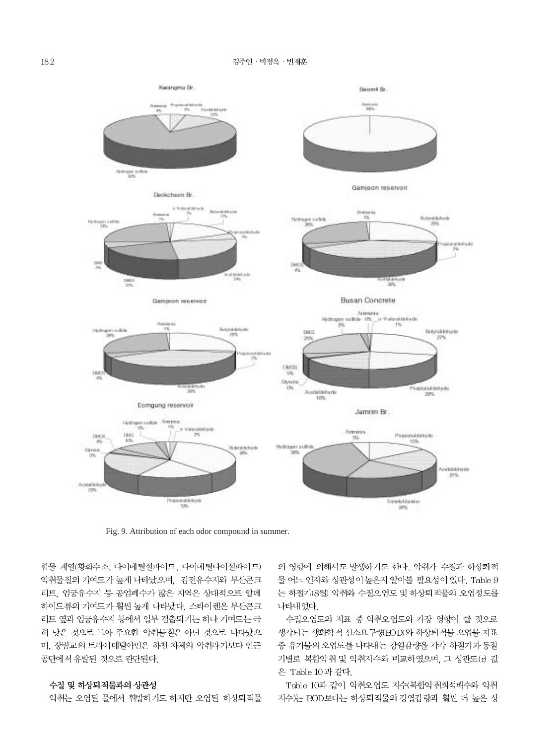Fig. 9. Attribution of each odor compound in summer.

합물 계열(황화수소, 다이메틸설파이드, 다이메틸다이설파이드) 악취물질의 기여도가 높게 나타났으며, 감전유수지와 부산콘크리트, 엄궁유수지 등 공업폐수가 많은 지역은 상대적으로 알데하이드류의 기여도가 훨씬 높게 나타났다. 스타이렌은 부산콘크리트 옆과 엄궁유수지 등에서 일부 검출되기는 하나 기여도는 극히 낮은 것으로 보아 주요한 악취물질은 아닌 것으로 나타났으며, 장림교의 트라이메틸아민은 하천 자체의 악취라기보다 인근 공단에서 유발된 것으로 판단된다.

### 수질 및 하상퇴적물과의 상관성

악취는 오염된 물에서 휘발하기도 하지만 오염된 하상퇴적물의 영향에 의해서도 발생하기도 한다. 악취가 수질과 하상퇴적물 어느 인자와 상관성이 높은지 알아볼 필요성이 있다. Table 9는 하절기(8월) 악취와 수질오염도 및 하상퇴적물의 오염정도를 나타내었다.

수질오염도의 지표 중 악취오염도와 가장 영향이 클 것으로 생각되는 생화학적 산소요구량(BOD)와 하상퇴적물 오염물 지표 중 유기물의 오염도를 나타내는 강열감량을 각각 하절기과 동절기별로 복합악취 및 악취지수와 비교하였으며, 그 상관도($r$) 값은 Table 10과 같다.

Table 10과 같이 악취오염도 지수(복합악취희석배수와 악취지수)는 BOD보다는 하상퇴적물의 강열감량과 훨씬 더 높은 상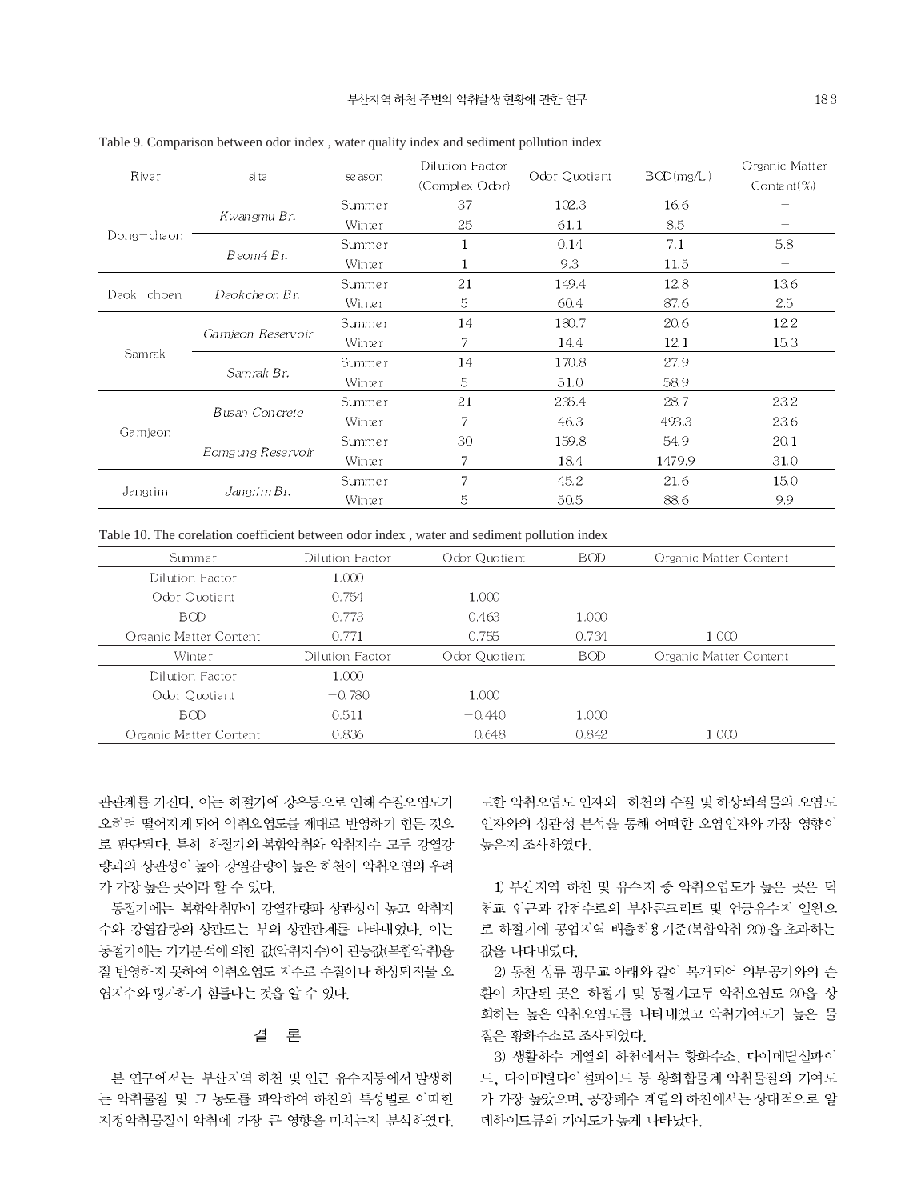Table 9. Comparison between odor index , water quality index and sediment pollution index

| River | site | season | Dilution Factor (Complex Odor) | Odor Quotient | BOD(mg/L) | Organic Matter Content(%) |
|---|---|---|---|---|---|---|
| Dong−cheon | *Kwangmu Br.* | Summer | 37 | 102.3 | 16.6 | − |
| | | Winter | 25 | 61.1 | 8.5 | − |
| | *Beom4 Br.* | Summer | 1 | 0.14 | 7.1 | 5.8 |
| | | Winter | 1 | 9.3 | 11.5 | − |
| Deok−choen | *Deokcheon Br.* | Summer | 21 | 149.4 | 12.8 | 13.6 |
| | | Winter | 5 | 60.4 | 87.6 | 2.5 |
| Samrak | *Gamjeon Reservoir* | Summer | 14 | 180.7 | 20.6 | 12.2 |
| | | Winter | 7 | 14.4 | 12.1 | 15.3 |
| | *Samrak Br.* | Summer | 14 | 170.8 | 27.9 | − |
| | | Winter | 5 | 51.0 | 58.9 | − |
| Gamjeon | *Busan Concrete* | Summer | 21 | 235.4 | 28.7 | 23.2 |
| | | Winter | 7 | 46.3 | 493.3 | 23.6 |
| | *Eomgung Reservoir* | Summer | 30 | 159.8 | 54.9 | 20.1 |
| | | Winter | 7 | 18.4 | 1479.9 | 31.0 |
| Jangrim | *Jangrim Br.* | Summer | 7 | 45.2 | 21.6 | 15.0 |
| | | Winter | 5 | 50.5 | 88.6 | 9.9 |

Table 10. The corelation coefficient between odor index , water and sediment pollution index

| Summer | Dilution Factor | Odor Quotient | BOD | Organic Matter Content |
|---|---|---|---|---|
| Dilution Factor | 1.000 | | | |
| Odor Quotient | 0.754 | 1.000 | | |
| BOD | 0.773 | 0.463 | 1.000 | |
| Organic Matter Content | 0.771 | 0.755 | 0.734 | 1.000 |
| **Winter** | **Dilution Factor** | **Odor Quotient** | **BOD** | **Organic Matter Content** |
| Dilution Factor | 1.000 | | | |
| Odor Quotient | −0.780 | 1.000 | | |
| BOD | 0.511 | −0.440 | 1.000 | |
| Organic Matter Content | 0.836 | −0.648 | 0.842 | 1.000 |

관관계를 가진다. 이는 하절기에 강우등으로 인해 수질오염도가 오히려 떨어지게 되어 악취오염도를 제대로 반영하기 힘든 것으로 판단된다. 특히 하절기의 복합악취와 악취지수 모두 강열감량과의 상관성이 높아 강열감량이 높은 하천이 악취오염의 우려가 가장 높은 곳이라 할 수 있다.

동절기에는 복합악취만이 강열감량과 상관성이 높고 악취지수와 강열감량의 상관도는 부의 상관관계를 나타내었다. 이는 동절기에는 기기분석에 의한 값(악취지수)이 관능값(복합악취)을 잘 반영하지 못하여 악취오염도 지수로 수질이나 하상퇴적물 오염지수와 평가하기 힘들다는 것을 알 수 있다.

## 결 론

본 연구에서는 부산지역 하천 및 인근 유수지등에서 발생하는 악취물질 및 그 농도를 파악하여 하천의 특성별로 어떠한 지정악취물질이 악취에 가장 큰 영향을 미치는지 분석하였다. 또한 악취오염도 인자와 하천의 수질 및 하상퇴적물의 오염도 인자와의 상관성 분석을 통해 어떠한 오염인자와 가장 영향이 높은지 조사하였다.

1) 부산지역 하천 및 유수지 중 악취오염도가 높은 곳은 덕천교 인근과 감전수로의 부산콘크리트 및 엄궁유수지 일원으로 하절기에 공업지역 배출허용기준(복합악취 20)을 초과하는 값을 나타내었다.

2) 동천 상류 광무교 아래와 같이 복개되어 외부공기와의 순환이 차단된 곳은 하절기 및 동절기모두 악취오염도 20을 상회하는 높은 악취오염도를 나타내었고 악취기여도가 높은 물질은 황화수소로 조사되었다.

3) 생활하수 계열의 하천에서는 황화수소, 다이메틸설파이드, 다이메틸다이설파이드 등 황화합물계 악취물질의 기여도가 가장 높았으며, 공장폐수 계열의 하천에서는 상대적으로 알데하이드류의 기여도가 높게 나타났다.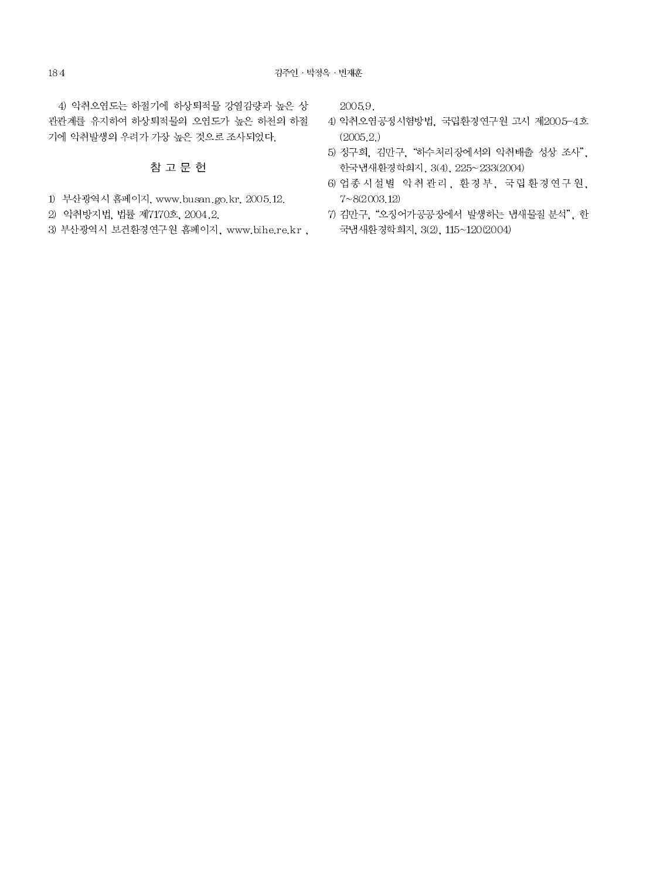4) 악취오염도는 하절기에 하상퇴적물 강열감량과 높은 상관관계를 유지하여 하상퇴적물의 오염도가 높은 하천의 하절기에 악취발생의 우려가 가장 높은 것으로 조사되었다.

## 참 고 문 헌

1) 부산광역시 홈페이지, www.busan.go.kr, 2005.12.
2) 악취방지법, 법률 제7170호, 2004.2.
3) 부산광역시 보건환경연구원 홈페이지, www.bihe.re.kr , 2005.9.
4) 악취오염공정시험방법, 국립환경연구원 고시 제2005-4호 (2005.2.)
5) 정구회, 김만구, "하수처리장에서의 악취배출 성상 조사", 한국냄새환경학회지, 3(4), 225~233(2004)
6) 업종시설별 악취관리, 환경부, 국립환경연구원, 7~8(2003.12)
7) 김만구, "오징어가공공장에서 발생하는 냄새물질 분석", 한국냄새환경학회지, 3(2), 115~120(2004)